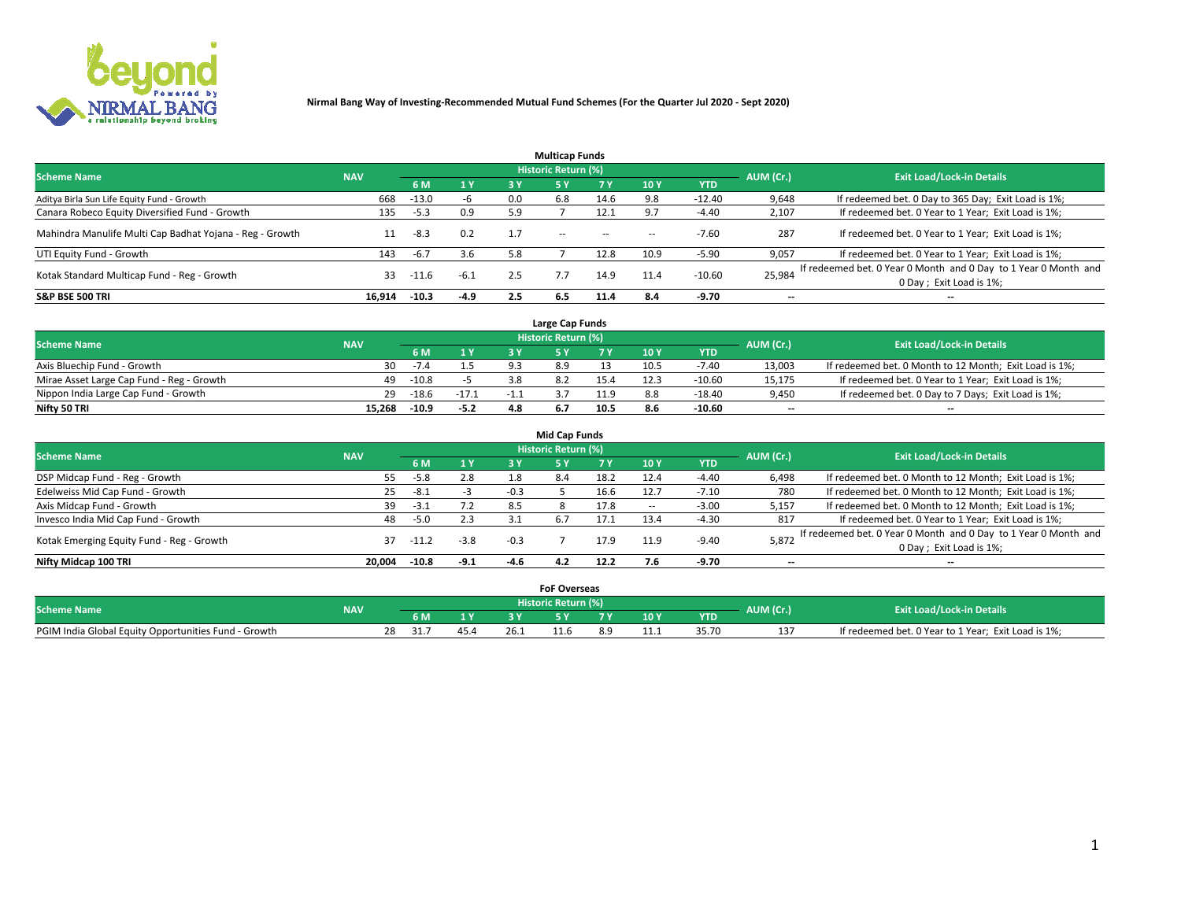# Nirmal Bang Way of Investing-Recommended Mutual Fund Schemes (For the Quarter Jul 2020 - Sept 2020)

## Multicap Funds

| Scheme Name | NAV | Historic Return (%) | | | | | | | AUM (Cr.) | Exit Load/Lock-in Details |
|---|---|---|---|---|---|---|---|---|---|---|
| | | 6 M | 1 Y | 3 Y | 5 Y | 7 Y | 10 Y | YTD | | |
| Aditya Birla Sun Life Equity Fund - Growth | 668 | -13.0 | -6 | 0.0 | 6.8 | 14.6 | 9.8 | -12.40 | 9,648 | If redeemed bet. 0 Day to 365 Day; Exit Load is 1%; |
| Canara Robeco Equity Diversified Fund - Growth | 135 | -5.3 | 0.9 | 5.9 | 7 | 12.1 | 9.7 | -4.40 | 2,107 | If redeemed bet. 0 Year to 1 Year; Exit Load is 1%; |
| Mahindra Manulife Multi Cap Badhat Yojana - Reg - Growth | 11 | -8.3 | 0.2 | 1.7 | -- | -- | -- | -7.60 | 287 | If redeemed bet. 0 Year to 1 Year; Exit Load is 1%; |
| UTI Equity Fund - Growth | 143 | -6.7 | 3.6 | 5.8 | 7 | 12.8 | 10.9 | -5.90 | 9,057 | If redeemed bet. 0 Year to 1 Year; Exit Load is 1%; |
| Kotak Standard Multicap Fund - Reg - Growth | 33 | -11.6 | -6.1 | 2.5 | 7.7 | 14.9 | 11.4 | -10.60 | 25,984 | If redeemed bet. 0 Year 0 Month and 0 Day to 1 Year 0 Month and 0 Day ; Exit Load is 1%; |
| **S&P BSE 500 TRI** | **16,914** | **-10.3** | **-4.9** | **2.5** | **6.5** | **11.4** | **8.4** | **-9.70** | **--** | **--** |

## Large Cap Funds

| Scheme Name | NAV | Historic Return (%) | | | | | | | AUM (Cr.) | Exit Load/Lock-in Details |
|---|---|---|---|---|---|---|---|---|---|---|
| | | 6 M | 1 Y | 3 Y | 5 Y | 7 Y | 10 Y | YTD | | |
| Axis Bluechip Fund - Growth | 30 | -7.4 | 1.5 | 9.3 | 8.9 | 13 | 10.5 | -7.40 | 13,003 | If redeemed bet. 0 Month to 12 Month; Exit Load is 1%; |
| Mirae Asset Large Cap Fund - Reg - Growth | 49 | -10.8 | -5 | 3.8 | 8.2 | 15.4 | 12.3 | -10.60 | 15,175 | If redeemed bet. 0 Year to 1 Year; Exit Load is 1%; |
| Nippon India Large Cap Fund - Growth | 29 | -18.6 | -17.1 | -1.1 | 3.7 | 11.9 | 8.8 | -18.40 | 9,450 | If redeemed bet. 0 Day to 7 Days; Exit Load is 1%; |
| **Nifty 50 TRI** | **15,268** | **-10.9** | **-5.2** | **4.8** | **6.7** | **10.5** | **8.6** | **-10.60** | **--** | **--** |

## Mid Cap Funds

| Scheme Name | NAV | Historic Return (%) | | | | | | | AUM (Cr.) | Exit Load/Lock-in Details |
|---|---|---|---|---|---|---|---|---|---|---|
| | | 6 M | 1 Y | 3 Y | 5 Y | 7 Y | 10 Y | YTD | | |
| DSP Midcap Fund - Reg - Growth | 55 | -5.8 | 2.8 | 1.8 | 8.4 | 18.2 | 12.4 | -4.40 | 6,498 | If redeemed bet. 0 Month to 12 Month; Exit Load is 1%; |
| Edelweiss Mid Cap Fund - Growth | 25 | -8.1 | -3 | -0.3 | 5 | 16.6 | 12.7 | -7.10 | 780 | If redeemed bet. 0 Month to 12 Month; Exit Load is 1%; |
| Axis Midcap Fund - Growth | 39 | -3.1 | 7.2 | 8.5 | 8 | 17.8 | -- | -3.00 | 5,157 | If redeemed bet. 0 Month to 12 Month; Exit Load is 1%; |
| Invesco India Mid Cap Fund - Growth | 48 | -5.0 | 2.3 | 3.1 | 6.7 | 17.1 | 13.4 | -4.30 | 817 | If redeemed bet. 0 Year to 1 Year; Exit Load is 1%; |
| Kotak Emerging Equity Fund - Reg - Growth | 37 | -11.2 | -3.8 | -0.3 | 7 | 17.9 | 11.9 | -9.40 | 5,872 | If redeemed bet. 0 Year 0 Month and 0 Day to 1 Year 0 Month and 0 Day ; Exit Load is 1%; |
| **Nifty Midcap 100 TRI** | **20,004** | **-10.8** | **-9.1** | **-4.6** | **4.2** | **12.2** | **7.6** | **-9.70** | **--** | **--** |

## FoF Overseas

| Scheme Name | NAV | Historic Return (%) | | | | | | | AUM (Cr.) | Exit Load/Lock-in Details |
|---|---|---|---|---|---|---|---|---|---|---|
| | | 6 M | 1 Y | 3 Y | 5 Y | 7 Y | 10 Y | YTD | | |
| PGIM India Global Equity Opportunities Fund - Growth | 28 | 31.7 | 45.4 | 26.1 | 11.6 | 8.9 | 11.1 | 35.70 | 137 | If redeemed bet. 0 Year to 1 Year; Exit Load is 1%; |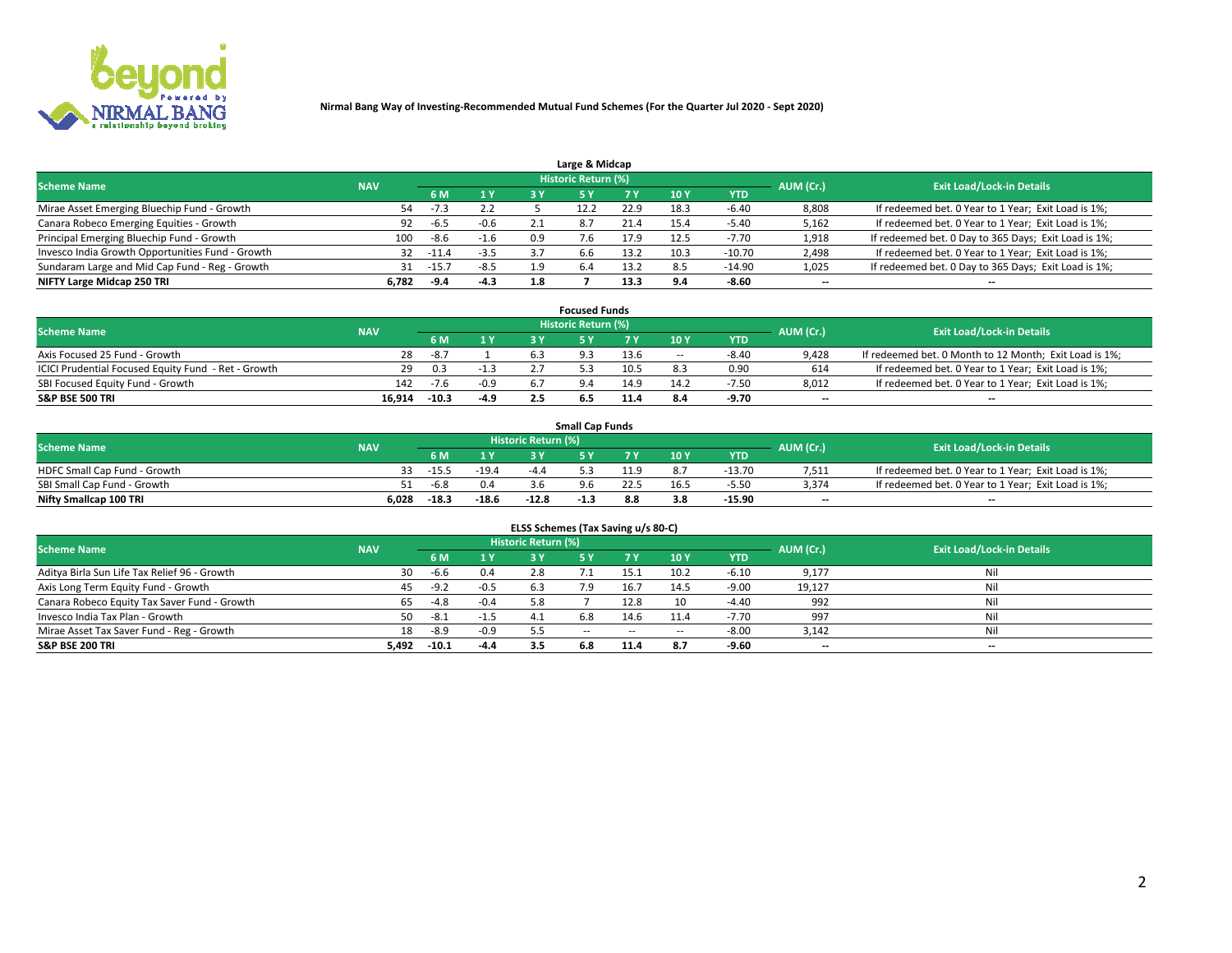**Nirmal Bang Way of Investing-Recommended Mutual Fund Schemes (For the Quarter Jul 2020 - Sept 2020)**

### Large & Midcap

| Scheme Name | NAV | Historic Return (%) | | | | | | | AUM (Cr.) | Exit Load/Lock-in Details |
|---|---|---|---|---|---|---|---|---|---|---|
| | | 6 M | 1 Y | 3 Y | 5 Y | 7 Y | 10 Y | YTD | | |
| Mirae Asset Emerging Bluechip Fund - Growth | 54 | -7.3 | 2.2 | 5 | 12.2 | 22.9 | 18.3 | -6.40 | 8,808 | If redeemed bet. 0 Year to 1 Year; Exit Load is 1%; |
| Canara Robeco Emerging Equities - Growth | 92 | -6.5 | -0.6 | 2.1 | 8.7 | 21.4 | 15.4 | -5.40 | 5,162 | If redeemed bet. 0 Year to 1 Year; Exit Load is 1%; |
| Principal Emerging Bluechip Fund - Growth | 100 | -8.6 | -1.6 | 0.9 | 7.6 | 17.9 | 12.5 | -7.70 | 1,918 | If redeemed bet. 0 Day to 365 Days; Exit Load is 1%; |
| Invesco India Growth Opportunities Fund - Growth | 32 | -11.4 | -3.5 | 3.7 | 6.6 | 13.2 | 10.3 | -10.70 | 2,498 | If redeemed bet. 0 Year to 1 Year; Exit Load is 1%; |
| Sundaram Large and Mid Cap Fund - Reg - Growth | 31 | -15.7 | -8.5 | 1.9 | 6.4 | 13.2 | 8.5 | -14.90 | 1,025 | If redeemed bet. 0 Day to 365 Days; Exit Load is 1%; |
| **NIFTY Large Midcap 250 TRI** | **6,782** | **-9.4** | **-4.3** | **1.8** | **7** | **13.3** | **9.4** | **-8.60** | -- | -- |

### Focused Funds

| Scheme Name | NAV | Historic Return (%) | | | | | | | AUM (Cr.) | Exit Load/Lock-in Details |
|---|---|---|---|---|---|---|---|---|---|---|
| | | 6 M | 1 Y | 3 Y | 5 Y | 7 Y | 10 Y | YTD | | |
| Axis Focused 25 Fund - Growth | 28 | -8.7 | 1 | 6.3 | 9.3 | 13.6 | -- | -8.40 | 9,428 | If redeemed bet. 0 Month to 12 Month; Exit Load is 1%; |
| ICICI Prudential Focused Equity Fund - Ret - Growth | 29 | 0.3 | -1.3 | 2.7 | 5.3 | 10.5 | 8.3 | 0.90 | 614 | If redeemed bet. 0 Year to 1 Year; Exit Load is 1%; |
| SBI Focused Equity Fund - Growth | 142 | -7.6 | -0.9 | 6.7 | 9.4 | 14.9 | 14.2 | -7.50 | 8,012 | If redeemed bet. 0 Year to 1 Year; Exit Load is 1%; |
| **S&P BSE 500 TRI** | **16,914** | **-10.3** | **-4.9** | **2.5** | **6.5** | **11.4** | **8.4** | **-9.70** | -- | -- |

### Small Cap Funds

| Scheme Name | NAV | Historic Return (%) | | | | | | | AUM (Cr.) | Exit Load/Lock-in Details |
|---|---|---|---|---|---|---|---|---|---|---|
| | | 6 M | 1 Y | 3 Y | 5 Y | 7 Y | 10 Y | YTD | | |
| HDFC Small Cap Fund - Growth | 33 | -15.5 | -19.4 | -4.4 | 5.3 | 11.9 | 8.7 | -13.70 | 7,511 | If redeemed bet. 0 Year to 1 Year; Exit Load is 1%; |
| SBI Small Cap Fund - Growth | 51 | -6.8 | 0.4 | 3.6 | 9.6 | 22.5 | 16.5 | -5.50 | 3,374 | If redeemed bet. 0 Year to 1 Year; Exit Load is 1%; |
| **Nifty Smallcap 100 TRI** | **6,028** | **-18.3** | **-18.6** | **-12.8** | **-1.3** | **8.8** | **3.8** | **-15.90** | -- | -- |

### ELSS Schemes (Tax Saving u/s 80-C)

| Scheme Name | NAV | Historic Return (%) | | | | | | | AUM (Cr.) | Exit Load/Lock-in Details |
|---|---|---|---|---|---|---|---|---|---|---|
| | | 6 M | 1 Y | 3 Y | 5 Y | 7 Y | 10 Y | YTD | | |
| Aditya Birla Sun Life Tax Relief 96 - Growth | 30 | -6.6 | 0.4 | 2.8 | 7.1 | 15.1 | 10.2 | -6.10 | 9,177 | Nil |
| Axis Long Term Equity Fund - Growth | 45 | -9.2 | -0.5 | 6.3 | 7.9 | 16.7 | 14.5 | -9.00 | 19,127 | Nil |
| Canara Robeco Equity Tax Saver Fund - Growth | 65 | -4.8 | -0.4 | 5.8 | 7 | 12.8 | 10 | -4.40 | 992 | Nil |
| Invesco India Tax Plan - Growth | 50 | -8.1 | -1.5 | 4.1 | 6.8 | 14.6 | 11.4 | -7.70 | 997 | Nil |
| Mirae Asset Tax Saver Fund - Reg - Growth | 18 | -8.9 | -0.9 | 5.5 | -- | -- | -- | -8.00 | 3,142 | Nil |
| **S&P BSE 200 TRI** | **5,492** | **-10.1** | **-4.4** | **3.5** | **6.8** | **11.4** | **8.7** | **-9.60** | -- | -- |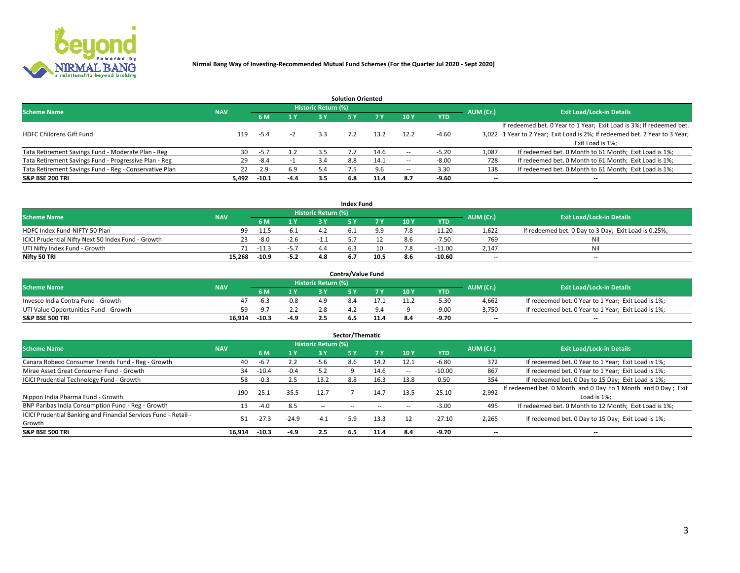**Nirmal Bang Way of Investing-Recommended Mutual Fund Schemes (For the Quarter Jul 2020 - Sept 2020)**

## Solution Oriented

| Scheme Name | NAV | Historic Return (%) | | | | | | | AUM (Cr.) | Exit Load/Lock-in Details |
|---|---|---|---|---|---|---|---|---|---|---|
| | | 6 M | 1 Y | 3 Y | 5 Y | 7 Y | 10 Y | YTD | | |
| HDFC Childrens Gift Fund | 119 | -5.4 | -2 | 3.3 | 7.2 | 13.2 | 12.2 | -4.60 | 3,022 | If redeemed bet. 0 Year to 1 Year; Exit Load is 3%; If redeemed bet. 1 Year to 2 Year; Exit Load is 2%; If redeemed bet. 2 Year to 3 Year; Exit Load is 1%; |
| Tata Retirement Savings Fund - Moderate Plan - Reg | 30 | -5.7 | 1.2 | 3.5 | 7.7 | 14.6 | -- | -5.20 | 1,087 | If redeemed bet. 0 Month to 61 Month; Exit Load is 1%; |
| Tata Retirement Savings Fund - Progressive Plan - Reg | 29 | -8.4 | -1 | 3.4 | 8.8 | 14.1 | -- | -8.00 | 728 | If redeemed bet. 0 Month to 61 Month; Exit Load is 1%; |
| Tata Retirement Savings Fund - Reg - Conservative Plan | 22 | 2.9 | 6.9 | 5.4 | 7.5 | 9.6 | -- | 3.30 | 138 | If redeemed bet. 0 Month to 61 Month; Exit Load is 1%; |
| **S&P BSE 200 TRI** | **5,492** | **-10.1** | **-4.4** | **3.5** | **6.8** | **11.4** | **8.7** | **-9.60** | **--** | **--** |

## Index Fund

| Scheme Name | NAV | Historic Return (%) | | | | | | | AUM (Cr.) | Exit Load/Lock-in Details |
|---|---|---|---|---|---|---|---|---|---|---|
| | | 6 M | 1 Y | 3 Y | 5 Y | 7 Y | 10 Y | YTD | | |
| HDFC Index Fund-NIFTY 50 Plan | 99 | -11.5 | -6.1 | 4.2 | 6.1 | 9.9 | 7.8 | -11.20 | 1,622 | If redeemed bet. 0 Day to 3 Day; Exit Load is 0.25%; |
| ICICI Prudential Nifty Next 50 Index Fund - Growth | 23 | -8.0 | -2.6 | -1.1 | 5.7 | 12 | 8.6 | -7.50 | 769 | Nil |
| UTI Nifty Index Fund - Growth | 71 | -11.3 | -5.7 | 4.4 | 6.3 | 10 | 7.8 | -11.00 | 2,147 | Nil |
| **Nifty 50 TRI** | **15,268** | **-10.9** | **-5.2** | **4.8** | **6.7** | **10.5** | **8.6** | **-10.60** | **--** | **--** |

## Contra/Value Fund

| Scheme Name | NAV | Historic Return (%) | | | | | | | AUM (Cr.) | Exit Load/Lock-in Details |
|---|---|---|---|---|---|---|---|---|---|---|
| | | 6 M | 1 Y | 3 Y | 5 Y | 7 Y | 10 Y | YTD | | |
| Invesco India Contra Fund - Growth | 47 | -6.3 | -0.8 | 4.9 | 8.4 | 17.1 | 11.2 | -5.30 | 4,662 | If redeemed bet. 0 Year to 1 Year; Exit Load is 1%; |
| UTI Value Opportunities Fund - Growth | 59 | -9.7 | -2.2 | 2.8 | 4.2 | 9.4 | 9 | -9.00 | 3,750 | If redeemed bet. 0 Year to 1 Year; Exit Load is 1%; |
| **S&P BSE 500 TRI** | **16,914** | **-10.3** | **-4.9** | **2.5** | **6.5** | **11.4** | **8.4** | **-9.70** | **--** | **--** |

## Sector/Thematic

| Scheme Name | NAV | Historic Return (%) | | | | | | | AUM (Cr.) | Exit Load/Lock-in Details |
|---|---|---|---|---|---|---|---|---|---|---|
| | | 6 M | 1 Y | 3 Y | 5 Y | 7 Y | 10 Y | YTD | | |
| Canara Robeco Consumer Trends Fund - Reg - Growth | 40 | -6.7 | 2.2 | 5.6 | 8.6 | 14.2 | 12.1 | -6.80 | 372 | If redeemed bet. 0 Year to 1 Year; Exit Load is 1%; |
| Mirae Asset Great Consumer Fund - Growth | 34 | -10.4 | -0.4 | 5.2 | 9 | 14.6 | -- | -10.00 | 867 | If redeemed bet. 0 Year to 1 Year; Exit Load is 1%; |
| ICICI Prudential Technology Fund - Growth | 58 | -0.3 | 2.5 | 13.2 | 8.8 | 16.3 | 13.8 | 0.50 | 354 | If redeemed bet. 0 Day to 15 Day; Exit Load is 1%; |
| Nippon India Pharma Fund - Growth | 190 | 25.1 | 35.5 | 12.7 | 7 | 14.7 | 13.5 | 25.10 | 2,992 | If redeemed bet. 0 Month and 0 Day to 1 Month and 0 Day ; Exit Load is 1%; |
| BNP Paribas India Consumption Fund - Reg - Growth | 13 | -4.0 | 8.5 | -- | -- | -- | -- | -3.00 | 495 | If redeemed bet. 0 Month to 12 Month; Exit Load is 1%; |
| ICICI Prudential Banking and Financial Services Fund - Retail - Growth | 51 | -27.3 | -24.9 | -4.1 | 5.9 | 13.3 | 12 | -27.10 | 2,265 | If redeemed bet. 0 Day to 15 Day; Exit Load is 1%; |
| **S&P BSE 500 TRI** | **16,914** | **-10.3** | **-4.9** | **2.5** | **6.5** | **11.4** | **8.4** | **-9.70** | **--** | **--** |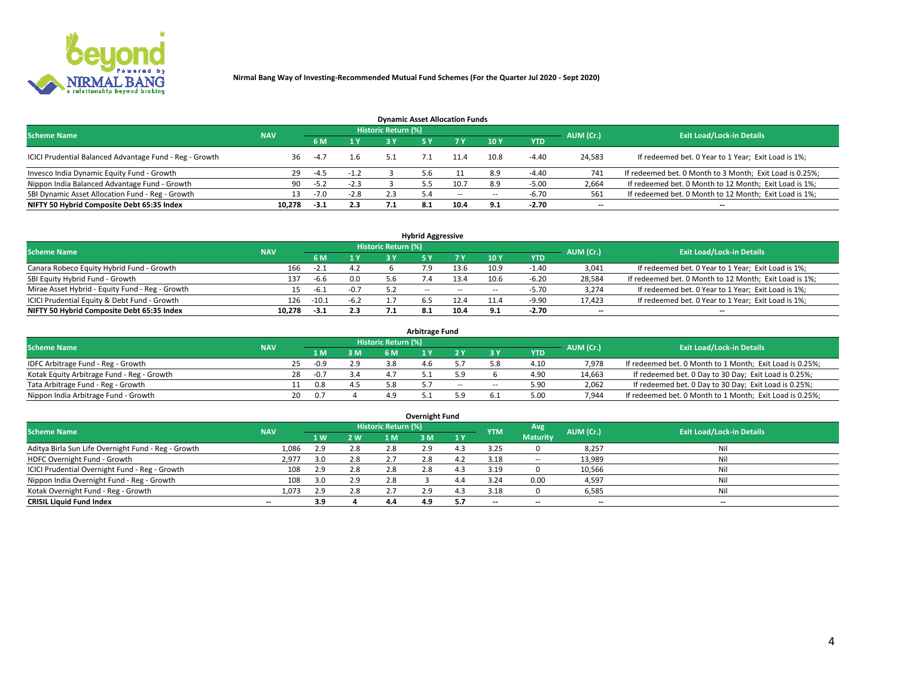Nirmal Bang Way of Investing-Recommended Mutual Fund Schemes (For the Quarter Jul 2020 - Sept 2020)

## Dynamic Asset Allocation Funds

| Scheme Name | NAV | Historic Return (%) | | | | | | | AUM (Cr.) | Exit Load/Lock-in Details |
|---|---|---|---|---|---|---|---|---|---|---|
| | | 6 M | 1 Y | 3 Y | 5 Y | 7 Y | 10 Y | YTD | | |
| ICICI Prudential Balanced Advantage Fund - Reg - Growth | 36 | -4.7 | 1.6 | 5.1 | 7.1 | 11.4 | 10.8 | -4.40 | 24,583 | If redeemed bet. 0 Year to 1 Year; Exit Load is 1%; |
| Invesco India Dynamic Equity Fund - Growth | 29 | -4.5 | -1.2 | 3 | 5.6 | 11 | 8.9 | -4.40 | 741 | If redeemed bet. 0 Month to 3 Month; Exit Load is 0.25%; |
| Nippon India Balanced Advantage Fund - Growth | 90 | -5.2 | -2.3 | 3 | 5.5 | 10.7 | 8.9 | -5.00 | 2,664 | If redeemed bet. 0 Month to 12 Month; Exit Load is 1%; |
| SBI Dynamic Asset Allocation Fund - Reg - Growth | 13 | -7.0 | -2.8 | 2.3 | 5.4 | -- | -- | -6.70 | 561 | If redeemed bet. 0 Month to 12 Month; Exit Load is 1%; |
| **NIFTY 50 Hybrid Composite Debt 65:35 Index** | **10,278** | **-3.1** | **2.3** | **7.1** | **8.1** | **10.4** | **9.1** | **-2.70** | **--** | **--** |

## Hybrid Aggressive

| Scheme Name | NAV | Historic Return (%) | | | | | | | AUM (Cr.) | Exit Load/Lock-in Details |
|---|---|---|---|---|---|---|---|---|---|---|
| | | 6 M | 1 Y | 3 Y | 5 Y | 7 Y | 10 Y | YTD | | |
| Canara Robeco Equity Hybrid Fund - Growth | 166 | -2.1 | 4.2 | 6 | 7.9 | 13.6 | 10.9 | -1.40 | 3,041 | If redeemed bet. 0 Year to 1 Year; Exit Load is 1%; |
| SBI Equity Hybrid Fund - Growth | 137 | -6.6 | 0.0 | 5.6 | 7.4 | 13.4 | 10.6 | -6.20 | 28,584 | If redeemed bet. 0 Month to 12 Month; Exit Load is 1%; |
| Mirae Asset Hybrid - Equity Fund - Reg - Growth | 15 | -6.1 | -0.7 | 5.2 | -- | -- | -- | -5.70 | 3,274 | If redeemed bet. 0 Year to 1 Year; Exit Load is 1%; |
| ICICI Prudential Equity & Debt Fund - Growth | 126 | -10.1 | -6.2 | 1.7 | 6.5 | 12.4 | 11.4 | -9.90 | 17,423 | If redeemed bet. 0 Year to 1 Year; Exit Load is 1%; |
| **NIFTY 50 Hybrid Composite Debt 65:35 Index** | **10,278** | **-3.1** | **2.3** | **7.1** | **8.1** | **10.4** | **9.1** | **-2.70** | **--** | **--** |

## Arbitrage Fund

| Scheme Name | NAV | Historic Return (%) | | | | | | | AUM (Cr.) | Exit Load/Lock-in Details |
|---|---|---|---|---|---|---|---|---|---|---|
| | | 1 M | 3 M | 6 M | 1 Y | 2 Y | 3 Y | YTD | | |
| IDFC Arbitrage Fund - Reg - Growth | 25 | -0.9 | 2.9 | 3.8 | 4.6 | 5.7 | 5.8 | 4.10 | 7,978 | If redeemed bet. 0 Month to 1 Month; Exit Load is 0.25%; |
| Kotak Equity Arbitrage Fund - Reg - Growth | 28 | -0.7 | 3.4 | 4.7 | 5.1 | 5.9 | 6 | 4.90 | 14,663 | If redeemed bet. 0 Day to 30 Day; Exit Load is 0.25%; |
| Tata Arbitrage Fund - Reg - Growth | 11 | 0.8 | 4.5 | 5.8 | 5.7 | -- | -- | 5.90 | 2,062 | If redeemed bet. 0 Day to 30 Day; Exit Load is 0.25%; |
| Nippon India Arbitrage Fund - Growth | 20 | 0.7 | 4 | 4.9 | 5.1 | 5.9 | 6.1 | 5.00 | 7,944 | If redeemed bet. 0 Month to 1 Month; Exit Load is 0.25%; |

## Overnight Fund

| Scheme Name | NAV | Historic Return (%) | | | | | YTM | Avg Maturity | AUM (Cr.) | Exit Load/Lock-in Details |
|---|---|---|---|---|---|---|---|---|---|---|
| | | 1 W | 2 W | 1 M | 3 M | 1 Y | | | | |
| Aditya Birla Sun Life Overnight Fund - Reg - Growth | 1,086 | 2.9 | 2.8 | 2.8 | 2.9 | 4.3 | 3.25 | 0 | 8,257 | Nil |
| HDFC Overnight Fund - Growth | 2,977 | 3.0 | 2.8 | 2.7 | 2.8 | 4.2 | 3.18 | -- | 13,989 | Nil |
| ICICI Prudential Overnight Fund - Reg - Growth | 108 | 2.9 | 2.8 | 2.8 | 2.8 | 4.3 | 3.19 | 0 | 10,566 | Nil |
| Nippon India Overnight Fund - Reg - Growth | 108 | 3.0 | 2.9 | 2.8 | 3 | 4.4 | 3.24 | 0.00 | 4,597 | Nil |
| Kotak Overnight Fund - Reg - Growth | 1,073 | 2.9 | 2.8 | 2.7 | 2.9 | 4.3 | 3.18 | 0 | 6,585 | Nil |
| **CRISIL Liquid Fund Index** | **--** | **3.9** | **4** | **4.4** | **4.9** | **5.7** | **--** | **--** | **--** | **--** |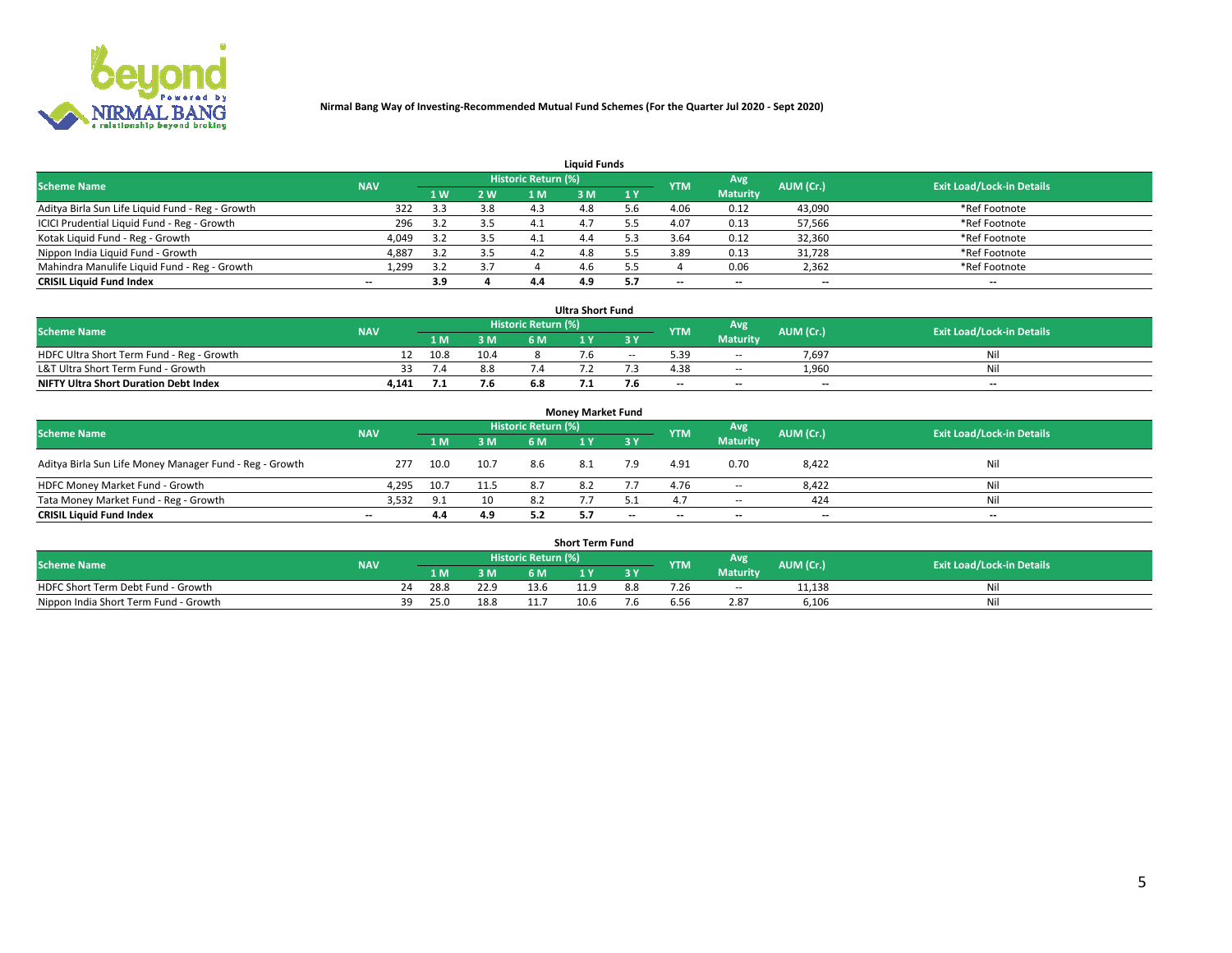**Nirmal Bang Way of Investing-Recommended Mutual Fund Schemes (For the Quarter Jul 2020 - Sept 2020)**

### Liquid Funds

| Scheme Name | NAV | Historic Return (%) | | | | | YTM | Avg Maturity | AUM (Cr.) | Exit Load/Lock-in Details |
|---|---|---|---|---|---|---|---|---|---|---|
| | | 1 W | 2 W | 1 M | 3 M | 1 Y | | | | |
| Aditya Birla Sun Life Liquid Fund - Reg - Growth | 322 | 3.3 | 3.8 | 4.3 | 4.8 | 5.6 | 4.06 | 0.12 | 43,090 | *Ref Footnote |
| ICICI Prudential Liquid Fund - Reg - Growth | 296 | 3.2 | 3.5 | 4.1 | 4.7 | 5.5 | 4.07 | 0.13 | 57,566 | *Ref Footnote |
| Kotak Liquid Fund - Reg - Growth | 4,049 | 3.2 | 3.5 | 4.1 | 4.4 | 5.3 | 3.64 | 0.12 | 32,360 | *Ref Footnote |
| Nippon India Liquid Fund - Growth | 4,887 | 3.2 | 3.5 | 4.2 | 4.8 | 5.5 | 3.89 | 0.13 | 31,728 | *Ref Footnote |
| Mahindra Manulife Liquid Fund - Reg - Growth | 1,299 | 3.2 | 3.7 | 4 | 4.6 | 5.5 | 4 | 0.06 | 2,362 | *Ref Footnote |
| **CRISIL Liquid Fund Index** | -- | **3.9** | **4** | **4.4** | **4.9** | **5.7** | -- | -- | -- | -- |

### Ultra Short Fund

| Scheme Name | NAV | Historic Return (%) | | | | | YTM | Avg Maturity | AUM (Cr.) | Exit Load/Lock-in Details |
|---|---|---|---|---|---|---|---|---|---|---|
| | | 1 M | 3 M | 6 M | 1 Y | 3 Y | | | | |
| HDFC Ultra Short Term Fund - Reg - Growth | 12 | 10.8 | 10.4 | 8 | 7.6 | -- | 5.39 | -- | 7,697 | Nil |
| L&T Ultra Short Term Fund - Growth | 33 | 7.4 | 8.8 | 7.4 | 7.2 | 7.3 | 4.38 | -- | 1,960 | Nil |
| **NIFTY Ultra Short Duration Debt Index** | **4,141** | **7.1** | **7.6** | **6.8** | **7.1** | **7.6** | -- | -- | -- | -- |

### Money Market Fund

| Scheme Name | NAV | Historic Return (%) | | | | | YTM | Avg Maturity | AUM (Cr.) | Exit Load/Lock-in Details |
|---|---|---|---|---|---|---|---|---|---|---|
| | | 1 M | 3 M | 6 M | 1 Y | 3 Y | | | | |
| Aditya Birla Sun Life Money Manager Fund - Reg - Growth | 277 | 10.0 | 10.7 | 8.6 | 8.1 | 7.9 | 4.91 | 0.70 | 8,422 | Nil |
| HDFC Money Market Fund - Growth | 4,295 | 10.7 | 11.5 | 8.7 | 8.2 | 7.7 | 4.76 | -- | 8,422 | Nil |
| Tata Money Market Fund - Reg - Growth | 3,532 | 9.1 | 10 | 8.2 | 7.7 | 5.1 | 4.7 | -- | 424 | Nil |
| **CRISIL Liquid Fund Index** | -- | **4.4** | **4.9** | **5.2** | **5.7** | -- | -- | -- | -- | -- |

### Short Term Fund

| Scheme Name | NAV | Historic Return (%) | | | | | YTM | Avg Maturity | AUM (Cr.) | Exit Load/Lock-in Details |
|---|---|---|---|---|---|---|---|---|---|---|
| | | 1 M | 3 M | 6 M | 1 Y | 3 Y | | | | |
| HDFC Short Term Debt Fund - Growth | 24 | 28.8 | 22.9 | 13.6 | 11.9 | 8.8 | 7.26 | -- | 11,138 | Nil |
| Nippon India Short Term Fund - Growth | 39 | 25.0 | 18.8 | 11.7 | 10.6 | 7.6 | 6.56 | 2.87 | 6,106 | Nil |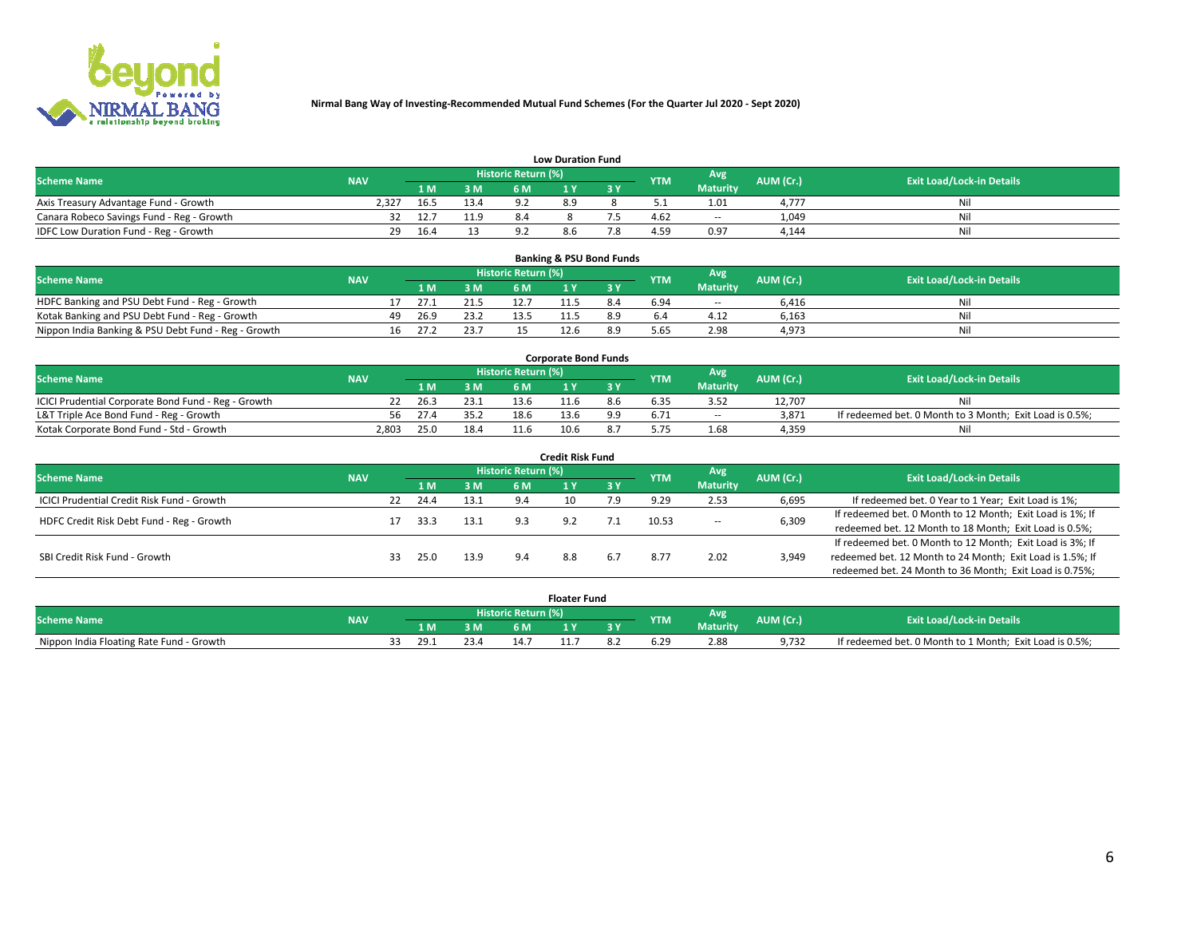**Nirmal Bang Way of Investing-Recommended Mutual Fund Schemes (For the Quarter Jul 2020 - Sept 2020)**

### Low Duration Fund

| Scheme Name | NAV | Historic Return (%) | | | | | YTM | Avg Maturity | AUM (Cr.) | Exit Load/Lock-in Details |
|---|---|---|---|---|---|---|---|---|---|---|
| | | 1 M | 3 M | 6 M | 1 Y | 3 Y | | | | |
| Axis Treasury Advantage Fund - Growth | 2,327 | 16.5 | 13.4 | 9.2 | 8.9 | 8 | 5.1 | 1.01 | 4,777 | Nil |
| Canara Robeco Savings Fund - Reg - Growth | 32 | 12.7 | 11.9 | 8.4 | 8 | 7.5 | 4.62 | -- | 1,049 | Nil |
| IDFC Low Duration Fund - Reg - Growth | 29 | 16.4 | 13 | 9.2 | 8.6 | 7.8 | 4.59 | 0.97 | 4,144 | Nil |

### Banking & PSU Bond Funds

| Scheme Name | NAV | Historic Return (%) | | | | | YTM | Avg Maturity | AUM (Cr.) | Exit Load/Lock-in Details |
|---|---|---|---|---|---|---|---|---|---|---|
| | | 1 M | 3 M | 6 M | 1 Y | 3 Y | | | | |
| HDFC Banking and PSU Debt Fund - Reg - Growth | 17 | 27.1 | 21.5 | 12.7 | 11.5 | 8.4 | 6.94 | -- | 6,416 | Nil |
| Kotak Banking and PSU Debt Fund - Reg - Growth | 49 | 26.9 | 23.2 | 13.5 | 11.5 | 8.9 | 6.4 | 4.12 | 6,163 | Nil |
| Nippon India Banking & PSU Debt Fund - Reg - Growth | 16 | 27.2 | 23.7 | 15 | 12.6 | 8.9 | 5.65 | 2.98 | 4,973 | Nil |

### Corporate Bond Funds

| Scheme Name | NAV | Historic Return (%) | | | | | YTM | Avg Maturity | AUM (Cr.) | Exit Load/Lock-in Details |
|---|---|---|---|---|---|---|---|---|---|---|
| | | 1 M | 3 M | 6 M | 1 Y | 3 Y | | | | |
| ICICI Prudential Corporate Bond Fund - Reg - Growth | 22 | 26.3 | 23.1 | 13.6 | 11.6 | 8.6 | 6.35 | 3.52 | 12,707 | Nil |
| L&T Triple Ace Bond Fund - Reg - Growth | 56 | 27.4 | 35.2 | 18.6 | 13.6 | 9.9 | 6.71 | -- | 3,871 | If redeemed bet. 0 Month to 3 Month; Exit Load is 0.5%; |
| Kotak Corporate Bond Fund - Std - Growth | 2,803 | 25.0 | 18.4 | 11.6 | 10.6 | 8.7 | 5.75 | 1.68 | 4,359 | Nil |

### Credit Risk Fund

| Scheme Name | NAV | Historic Return (%) | | | | | YTM | Avg Maturity | AUM (Cr.) | Exit Load/Lock-in Details |
|---|---|---|---|---|---|---|---|---|---|---|
| | | 1 M | 3 M | 6 M | 1 Y | 3 Y | | | | |
| ICICI Prudential Credit Risk Fund - Growth | 22 | 24.4 | 13.1 | 9.4 | 10 | 7.9 | 9.29 | 2.53 | 6,695 | If redeemed bet. 0 Year to 1 Year; Exit Load is 1%; |
| HDFC Credit Risk Debt Fund - Reg - Growth | 17 | 33.3 | 13.1 | 9.3 | 9.2 | 7.1 | 10.53 | -- | 6,309 | If redeemed bet. 0 Month to 12 Month; Exit Load is 1%; If redeemed bet. 12 Month to 18 Month; Exit Load is 0.5%; |
| SBI Credit Risk Fund - Growth | 33 | 25.0 | 13.9 | 9.4 | 8.8 | 6.7 | 8.77 | 2.02 | 3,949 | If redeemed bet. 0 Month to 12 Month; Exit Load is 3%; If redeemed bet. 12 Month to 24 Month; Exit Load is 1.5%; If redeemed bet. 24 Month to 36 Month; Exit Load is 0.75%; |

### Floater Fund

| Scheme Name | NAV | Historic Return (%) | | | | | YTM | Avg Maturity | AUM (Cr.) | Exit Load/Lock-in Details |
|---|---|---|---|---|---|---|---|---|---|---|
| | | 1 M | 3 M | 6 M | 1 Y | 3 Y | | | | |
| Nippon India Floating Rate Fund - Growth | 33 | 29.1 | 23.4 | 14.7 | 11.7 | 8.2 | 6.29 | 2.88 | 9,732 | If redeemed bet. 0 Month to 1 Month; Exit Load is 0.5%; |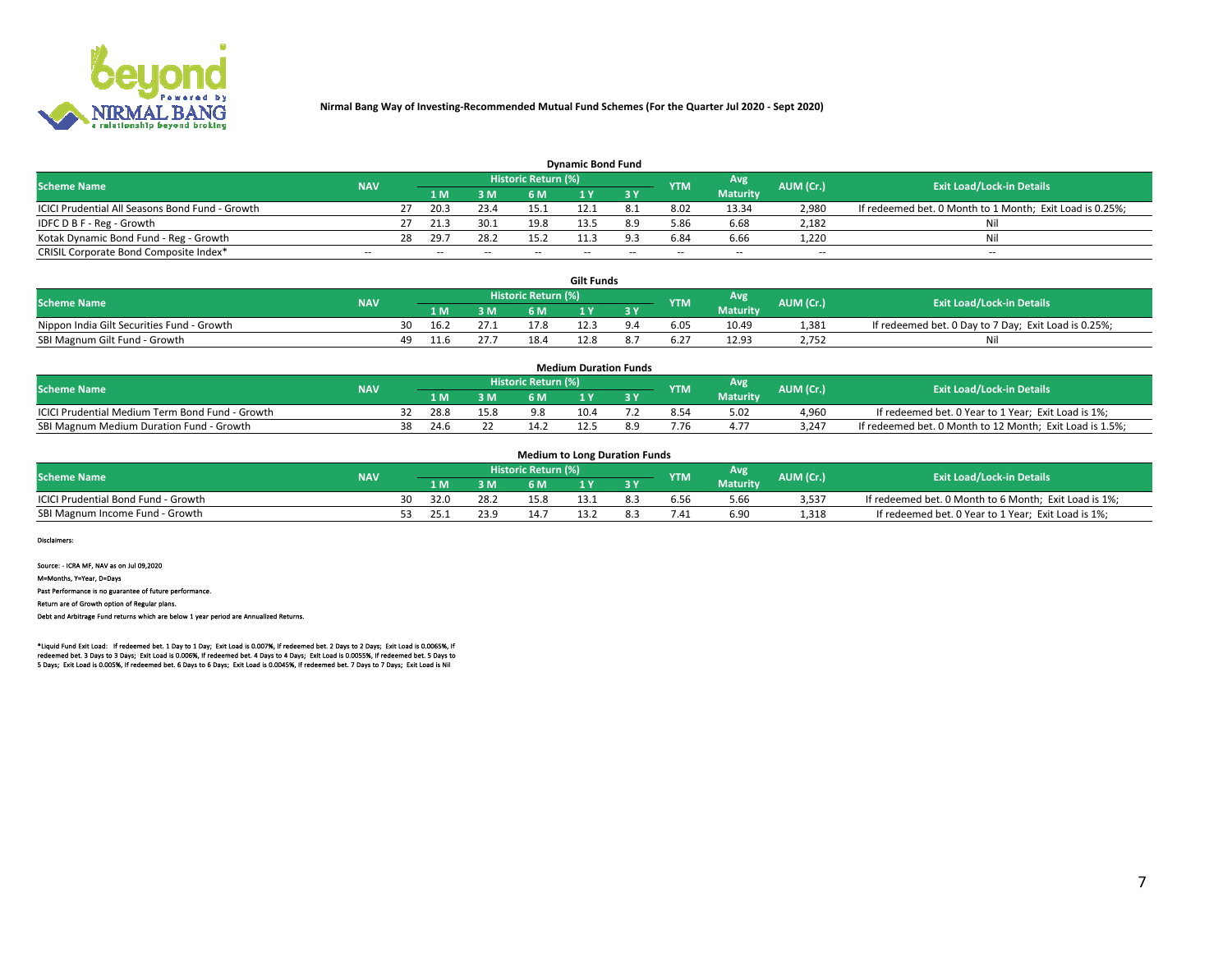Nirmal Bang Way of Investing-Recommended Mutual Fund Schemes (For the Quarter Jul 2020 - Sept 2020)

### Dynamic Bond Fund

| Scheme Name | NAV | Historic Return (%) | | | | | YTM | Avg Maturity | AUM (Cr.) | Exit Load/Lock-in Details |
|---|---|---|---|---|---|---|---|---|---|---|
| | | 1 M | 3 M | 6 M | 1 Y | 3 Y | | | | |
| ICICI Prudential All Seasons Bond Fund - Growth | 27 | 20.3 | 23.4 | 15.1 | 12.1 | 8.1 | 8.02 | 13.34 | 2,980 | If redeemed bet. 0 Month to 1 Month; Exit Load is 0.25%; |
| IDFC D B F - Reg - Growth | 27 | 21.3 | 30.1 | 19.8 | 13.5 | 8.9 | 5.86 | 6.68 | 2,182 | Nil |
| Kotak Dynamic Bond Fund - Reg - Growth | 28 | 29.7 | 28.2 | 15.2 | 11.3 | 9.3 | 6.84 | 6.66 | 1,220 | Nil |
| CRISIL Corporate Bond Composite Index* | -- | -- | -- | -- | -- | -- | -- | -- | -- | -- |

### Gilt Funds

| Scheme Name | NAV | Historic Return (%) | | | | | YTM | Avg Maturity | AUM (Cr.) | Exit Load/Lock-in Details |
|---|---|---|---|---|---|---|---|---|---|---|
| | | 1 M | 3 M | 6 M | 1 Y | 3 Y | | | | |
| Nippon India Gilt Securities Fund - Growth | 30 | 16.2 | 27.1 | 17.8 | 12.3 | 9.4 | 6.05 | 10.49 | 1,381 | If redeemed bet. 0 Day to 7 Day; Exit Load is 0.25%; |
| SBI Magnum Gilt Fund - Growth | 49 | 11.6 | 27.7 | 18.4 | 12.8 | 8.7 | 6.27 | 12.93 | 2,752 | Nil |

### Medium Duration Funds

| Scheme Name | NAV | Historic Return (%) | | | | | YTM | Avg Maturity | AUM (Cr.) | Exit Load/Lock-in Details |
|---|---|---|---|---|---|---|---|---|---|---|
| | | 1 M | 3 M | 6 M | 1 Y | 3 Y | | | | |
| ICICI Prudential Medium Term Bond Fund - Growth | 32 | 28.8 | 15.8 | 9.8 | 10.4 | 7.2 | 8.54 | 5.02 | 4,960 | If redeemed bet. 0 Year to 1 Year; Exit Load is 1%; |
| SBI Magnum Medium Duration Fund - Growth | 38 | 24.6 | 22 | 14.2 | 12.5 | 8.9 | 7.76 | 4.77 | 3,247 | If redeemed bet. 0 Month to 12 Month; Exit Load is 1.5%; |

### Medium to Long Duration Funds

| Scheme Name | NAV | Historic Return (%) | | | | | YTM | Avg Maturity | AUM (Cr.) | Exit Load/Lock-in Details |
|---|---|---|---|---|---|---|---|---|---|---|
| | | 1 M | 3 M | 6 M | 1 Y | 3 Y | | | | |
| ICICI Prudential Bond Fund - Growth | 30 | 32.0 | 28.2 | 15.8 | 13.1 | 8.3 | 6.56 | 5.66 | 3,537 | If redeemed bet. 0 Month to 6 Month; Exit Load is 1%; |
| SBI Magnum Income Fund - Growth | 53 | 25.1 | 23.9 | 14.7 | 13.2 | 8.3 | 7.41 | 6.90 | 1,318 | If redeemed bet. 0 Year to 1 Year; Exit Load is 1%; |

Disclaimers:

Source: - ICRA MF, NAV as on Jul 09,2020

M=Months, Y=Year, D=Days

Past Performance is no guarantee of future performance.

Return are of Growth option of Regular plans.

Debt and Arbitrage Fund returns which are below 1 year period are Annualized Returns.

*Liquid Fund Exit Load: If redeemed bet. 1 Day to 1 Day; Exit Load is 0.007%, If redeemed bet. 2 Days to 2 Days; Exit Load is 0.0065%, If redeemed bet. 3 Days to 3 Days; Exit Load is 0.006%, If redeemed bet. 4 Days to 4 Days; Exit Load is 0.0055%, If redeemed bet. 5 Days to 5 Days; Exit Load is 0.005%, If redeemed bet. 6 Days to 6 Days; Exit Load is 0.0045%, If redeemed bet. 7 Days to 7 Days; Exit Load is Nil